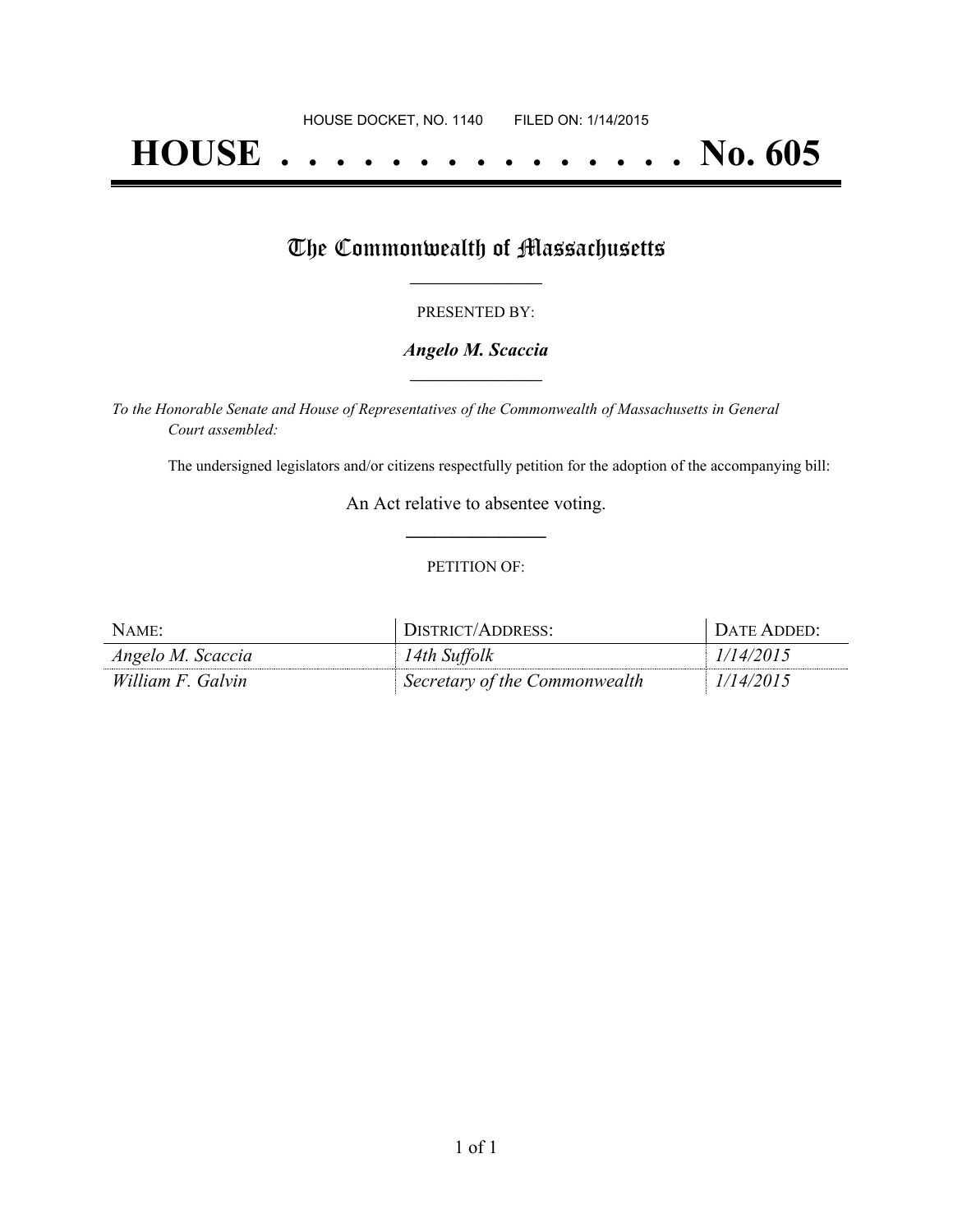HOUSE DOCKET, NO. 1140        FILED ON: 1/14/2015

# HOUSE . . . . . . . . . . . . . . . No. 605

## The Commonwealth of Massachusetts

PRESENTED BY:

***Angelo M. Scaccia***

*To the Honorable Senate and House of Representatives of the Commonwealth of Massachusetts in General Court assembled:*

The undersigned legislators and/or citizens respectfully petition for the adoption of the accompanying bill:

An Act relative to absentee voting.

PETITION OF:

| NAME: | DISTRICT/ADDRESS: | DATE ADDED: |
|---|---|---|
| *Angelo M. Scaccia* | *14th Suffolk* | *1/14/2015* |
| *William F. Galvin* | *Secretary of the Commonwealth* | *1/14/2015* |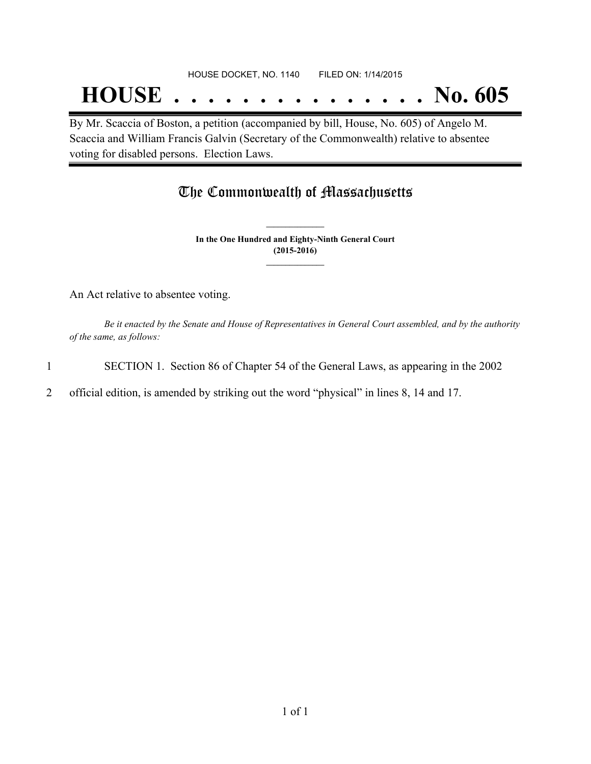HOUSE DOCKET, NO. 1140 FILED ON: 1/14/2015

# HOUSE . . . . . . . . . . . . . . . No. 605

By Mr. Scaccia of Boston, a petition (accompanied by bill, House, No. 605) of Angelo M. Scaccia and William Francis Galvin (Secretary of the Commonwealth) relative to absentee voting for disabled persons. Election Laws.

## The Commonwealth of Massachusetts

**In the One Hundred and Eighty-Ninth General Court**
**(2015-2016)**

An Act relative to absentee voting.

*Be it enacted by the Senate and House of Representatives in General Court assembled, and by the authority of the same, as follows:*

1 SECTION 1. Section 86 of Chapter 54 of the General Laws, as appearing in the 2002

2 official edition, is amended by striking out the word "physical" in lines 8, 14 and 17.